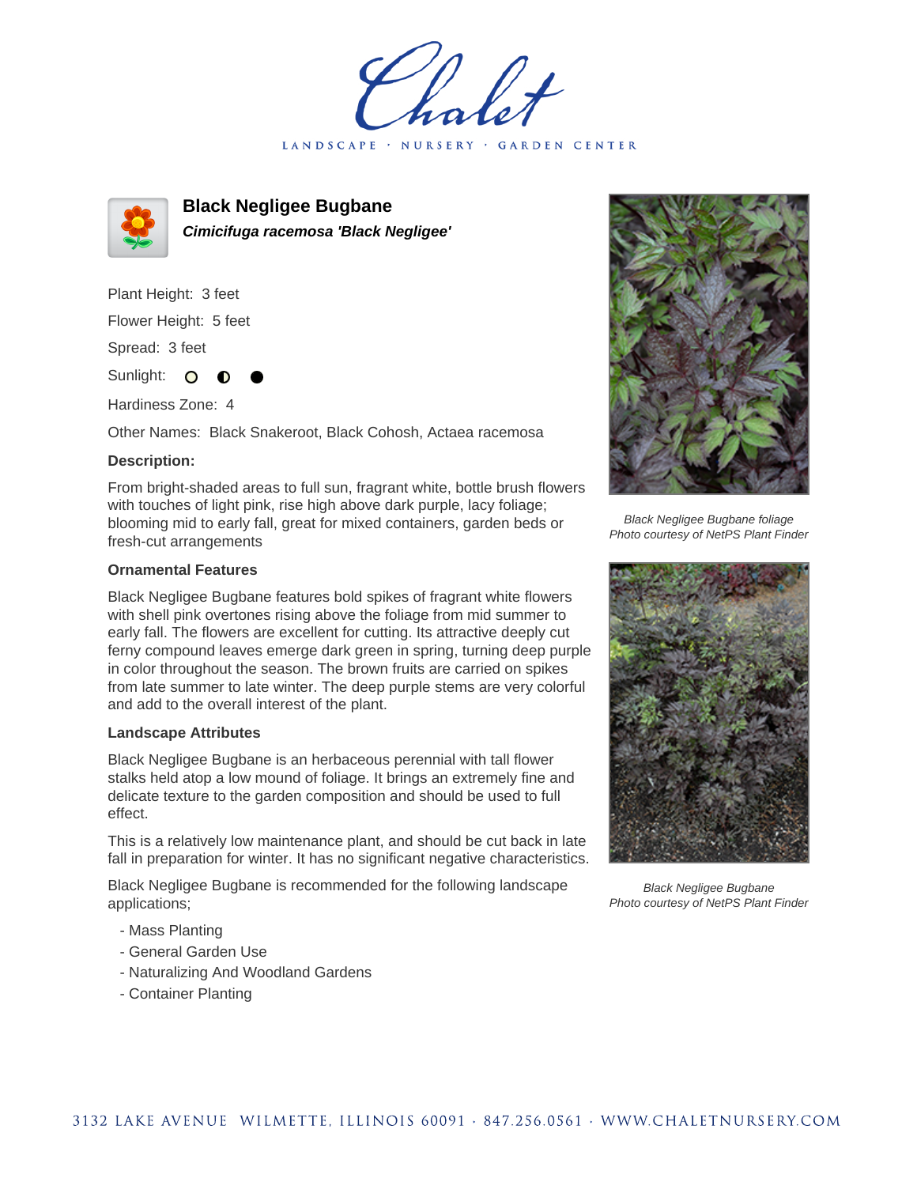Chalet

LANDSCAPE · NURSERY · GARDEN CENTER

# Black Negligee Bugbane

***Cimicifuga racemosa 'Black Negligee'***

Plant Height: 3 feet

Flower Height: 5 feet

Spread: 3 feet

Sunlight: ○ ◐ ●

Hardiness Zone: 4

Other Names: Black Snakeroot, Black Cohosh, Actaea racemosa

**Description:**

From bright-shaded areas to full sun, fragrant white, bottle brush flowers with touches of light pink, rise high above dark purple, lacy foliage; blooming mid to early fall, great for mixed containers, garden beds or fresh-cut arrangements

### Ornamental Features

Black Negligee Bugbane features bold spikes of fragrant white flowers with shell pink overtones rising above the foliage from mid summer to early fall. The flowers are excellent for cutting. Its attractive deeply cut ferny compound leaves emerge dark green in spring, turning deep purple in color throughout the season. The brown fruits are carried on spikes from late summer to late winter. The deep purple stems are very colorful and add to the overall interest of the plant.

### Landscape Attributes

Black Negligee Bugbane is an herbaceous perennial with tall flower stalks held atop a low mound of foliage. It brings an extremely fine and delicate texture to the garden composition and should be used to full effect.

This is a relatively low maintenance plant, and should be cut back in late fall in preparation for winter. It has no significant negative characteristics.

Black Negligee Bugbane is recommended for the following landscape applications;

- Mass Planting
- General Garden Use
- Naturalizing And Woodland Gardens
- Container Planting

*Black Negligee Bugbane foliage*
*Photo courtesy of NetPS Plant Finder*

*Black Negligee Bugbane*
*Photo courtesy of NetPS Plant Finder*

3132 LAKE AVENUE WILMETTE, ILLINOIS 60091 · 847.256.0561 · WWW.CHALETNURSERY.COM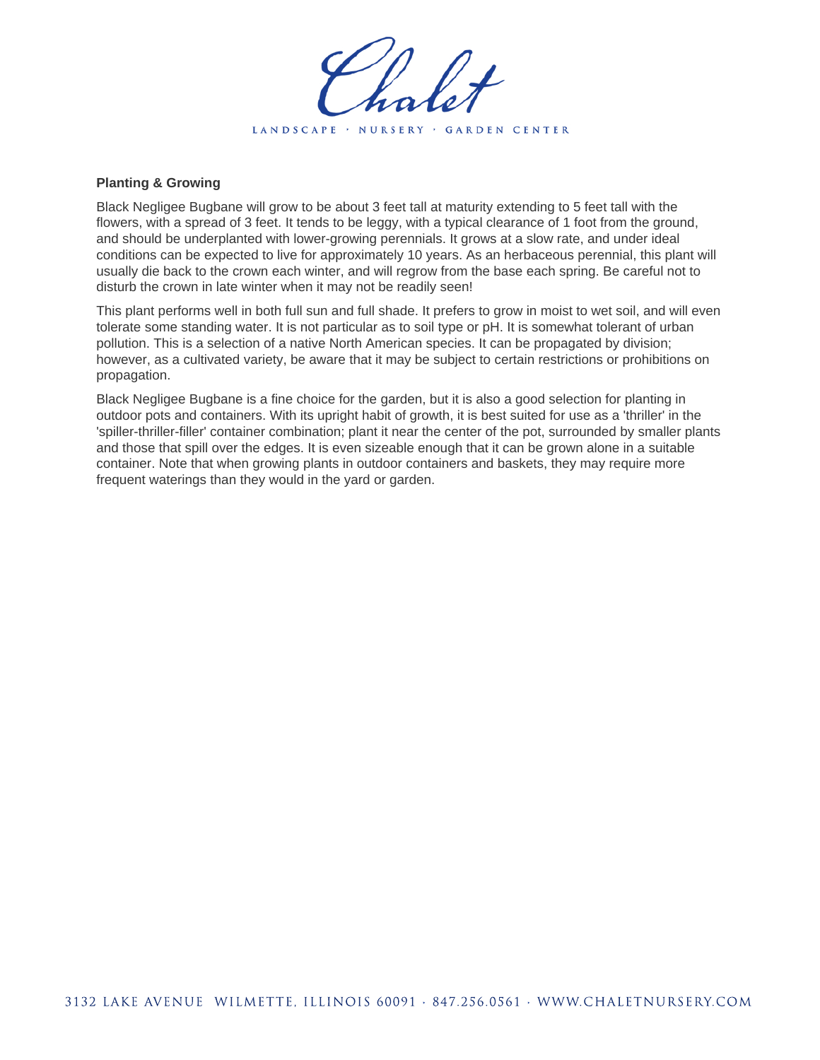**Planting & Growing**

Black Negligee Bugbane will grow to be about 3 feet tall at maturity extending to 5 feet tall with the flowers, with a spread of 3 feet. It tends to be leggy, with a typical clearance of 1 foot from the ground, and should be underplanted with lower-growing perennials. It grows at a slow rate, and under ideal conditions can be expected to live for approximately 10 years. As an herbaceous perennial, this plant will usually die back to the crown each winter, and will regrow from the base each spring. Be careful not to disturb the crown in late winter when it may not be readily seen!

This plant performs well in both full sun and full shade. It prefers to grow in moist to wet soil, and will even tolerate some standing water. It is not particular as to soil type or pH. It is somewhat tolerant of urban pollution. This is a selection of a native North American species. It can be propagated by division; however, as a cultivated variety, be aware that it may be subject to certain restrictions or prohibitions on propagation.

Black Negligee Bugbane is a fine choice for the garden, but it is also a good selection for planting in outdoor pots and containers. With its upright habit of growth, it is best suited for use as a 'thriller' in the 'spiller-thriller-filler' container combination; plant it near the center of the pot, surrounded by smaller plants and those that spill over the edges. It is even sizeable enough that it can be grown alone in a suitable container. Note that when growing plants in outdoor containers and baskets, they may require more frequent waterings than they would in the yard or garden.